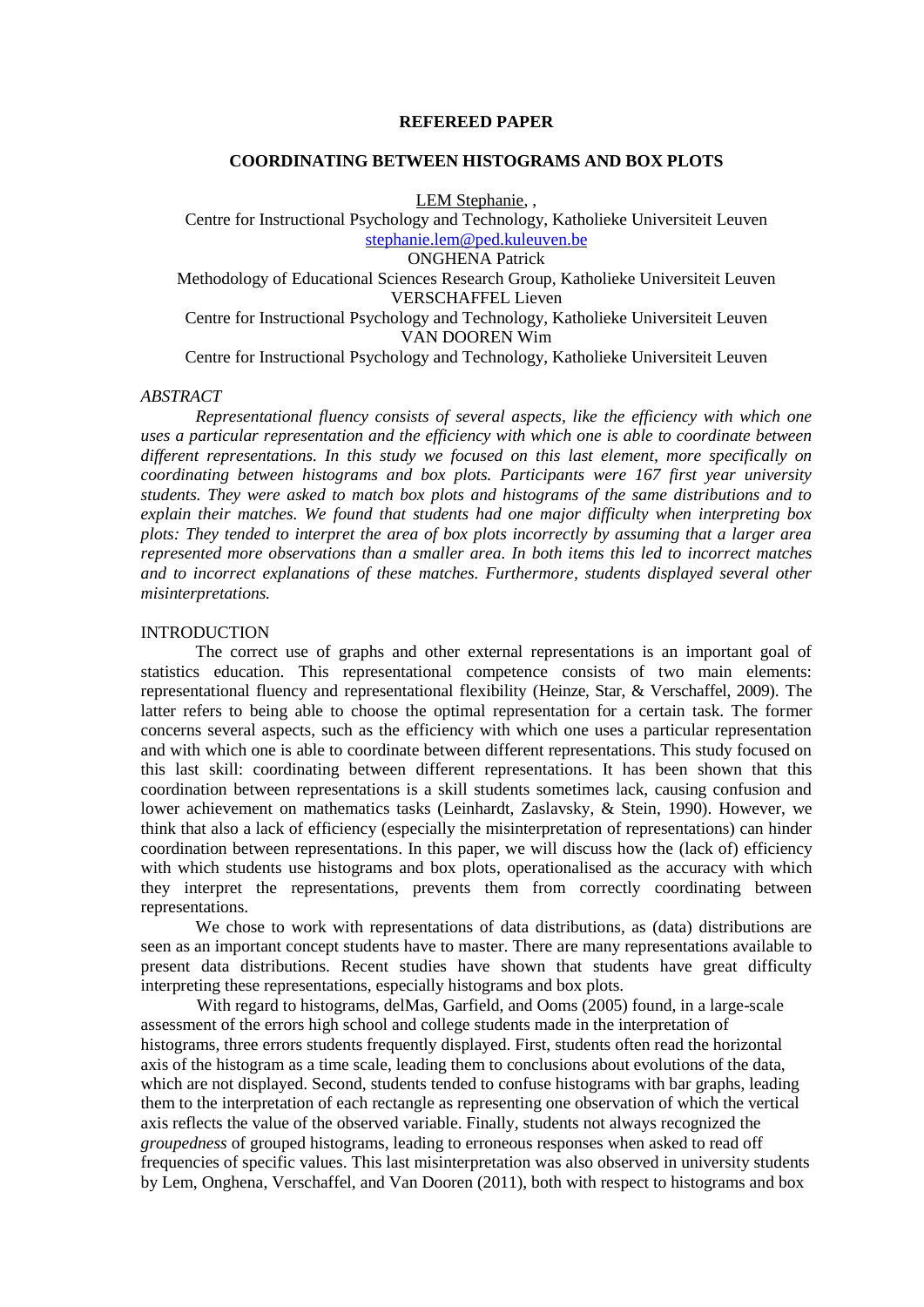**REFEREED PAPER**

# COORDINATING BETWEEN HISTOGRAMS AND BOX PLOTS

LEM Stephanie, ,
Centre for Instructional Psychology and Technology, Katholieke Universiteit Leuven
stephanie.lem@ped.kuleuven.be
ONGHENA Patrick
Methodology of Educational Sciences Research Group, Katholieke Universiteit Leuven
VERSCHAFFEL Lieven
Centre for Instructional Psychology and Technology, Katholieke Universiteit Leuven
VAN DOOREN Wim
Centre for Instructional Psychology and Technology, Katholieke Universiteit Leuven

*ABSTRACT*

*Representational fluency consists of several aspects, like the efficiency with which one uses a particular representation and the efficiency with which one is able to coordinate between different representations. In this study we focused on this last element, more specifically on coordinating between histograms and box plots. Participants were 167 first year university students. They were asked to match box plots and histograms of the same distributions and to explain their matches. We found that students had one major difficulty when interpreting box plots: They tended to interpret the area of box plots incorrectly by assuming that a larger area represented more observations than a smaller area. In both items this led to incorrect matches and to incorrect explanations of these matches. Furthermore, students displayed several other misinterpretations.*

## INTRODUCTION

The correct use of graphs and other external representations is an important goal of statistics education. This representational competence consists of two main elements: representational fluency and representational flexibility (Heinze, Star, & Verschaffel, 2009). The latter refers to being able to choose the optimal representation for a certain task. The former concerns several aspects, such as the efficiency with which one uses a particular representation and with which one is able to coordinate between different representations. This study focused on this last skill: coordinating between different representations. It has been shown that this coordination between representations is a skill students sometimes lack, causing confusion and lower achievement on mathematics tasks (Leinhardt, Zaslavsky, & Stein, 1990). However, we think that also a lack of efficiency (especially the misinterpretation of representations) can hinder coordination between representations. In this paper, we will discuss how the (lack of) efficiency with which students use histograms and box plots, operationalised as the accuracy with which they interpret the representations, prevents them from correctly coordinating between representations.

We chose to work with representations of data distributions, as (data) distributions are seen as an important concept students have to master. There are many representations available to present data distributions. Recent studies have shown that students have great difficulty interpreting these representations, especially histograms and box plots.

With regard to histograms, delMas, Garfield, and Ooms (2005) found, in a large-scale assessment of the errors high school and college students made in the interpretation of histograms, three errors students frequently displayed. First, students often read the horizontal axis of the histogram as a time scale, leading them to conclusions about evolutions of the data, which are not displayed. Second, students tended to confuse histograms with bar graphs, leading them to the interpretation of each rectangle as representing one observation of which the vertical axis reflects the value of the observed variable. Finally, students not always recognized the *groupedness* of grouped histograms, leading to erroneous responses when asked to read off frequencies of specific values. This last misinterpretation was also observed in university students by Lem, Onghena, Verschaffel, and Van Dooren (2011), both with respect to histograms and box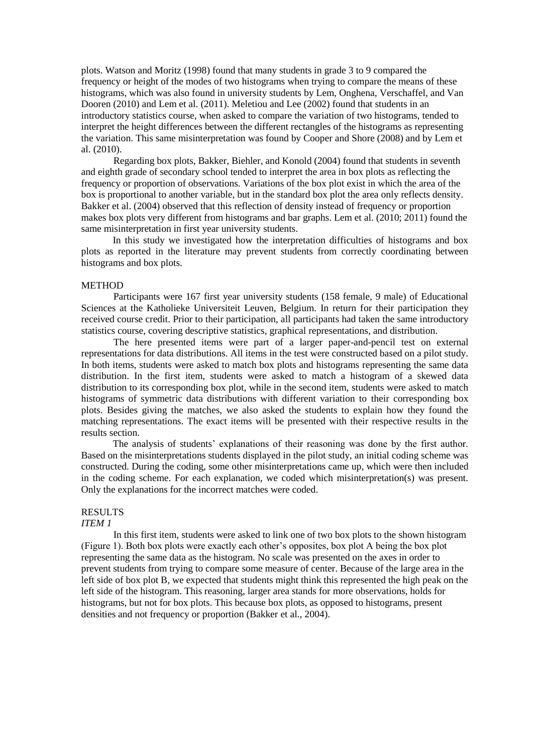plots. Watson and Moritz (1998) found that many students in grade 3 to 9 compared the frequency or height of the modes of two histograms when trying to compare the means of these histograms, which was also found in university students by Lem, Onghena, Verschaffel, and Van Dooren (2010) and Lem et al. (2011). Meletiou and Lee (2002) found that students in an introductory statistics course, when asked to compare the variation of two histograms, tended to interpret the height differences between the different rectangles of the histograms as representing the variation. This same misinterpretation was found by Cooper and Shore (2008) and by Lem et al. (2010).

Regarding box plots, Bakker, Biehler, and Konold (2004) found that students in seventh and eighth grade of secondary school tended to interpret the area in box plots as reflecting the frequency or proportion of observations. Variations of the box plot exist in which the area of the box is proportional to another variable, but in the standard box plot the area only reflects density. Bakker et al. (2004) observed that this reflection of density instead of frequency or proportion makes box plots very different from histograms and bar graphs. Lem et al. (2010; 2011) found the same misinterpretation in first year university students.

In this study we investigated how the interpretation difficulties of histograms and box plots as reported in the literature may prevent students from correctly coordinating between histograms and box plots.

## METHOD

Participants were 167 first year university students (158 female, 9 male) of Educational Sciences at the Katholieke Universiteit Leuven, Belgium. In return for their participation they received course credit. Prior to their participation, all participants had taken the same introductory statistics course, covering descriptive statistics, graphical representations, and distribution.

The here presented items were part of a larger paper-and-pencil test on external representations for data distributions. All items in the test were constructed based on a pilot study. In both items, students were asked to match box plots and histograms representing the same data distribution. In the first item, students were asked to match a histogram of a skewed data distribution to its corresponding box plot, while in the second item, students were asked to match histograms of symmetric data distributions with different variation to their corresponding box plots. Besides giving the matches, we also asked the students to explain how they found the matching representations. The exact items will be presented with their respective results in the results section.

The analysis of students' explanations of their reasoning was done by the first author. Based on the misinterpretations students displayed in the pilot study, an initial coding scheme was constructed. During the coding, some other misinterpretations came up, which were then included in the coding scheme. For each explanation, we coded which misinterpretation(s) was present. Only the explanations for the incorrect matches were coded.

## RESULTS

### *ITEM 1*

In this first item, students were asked to link one of two box plots to the shown histogram (Figure 1). Both box plots were exactly each other's opposites, box plot A being the box plot representing the same data as the histogram. No scale was presented on the axes in order to prevent students from trying to compare some measure of center. Because of the large area in the left side of box plot B, we expected that students might think this represented the high peak on the left side of the histogram. This reasoning, larger area stands for more observations, holds for histograms, but not for box plots. This because box plots, as opposed to histograms, present densities and not frequency or proportion (Bakker et al., 2004).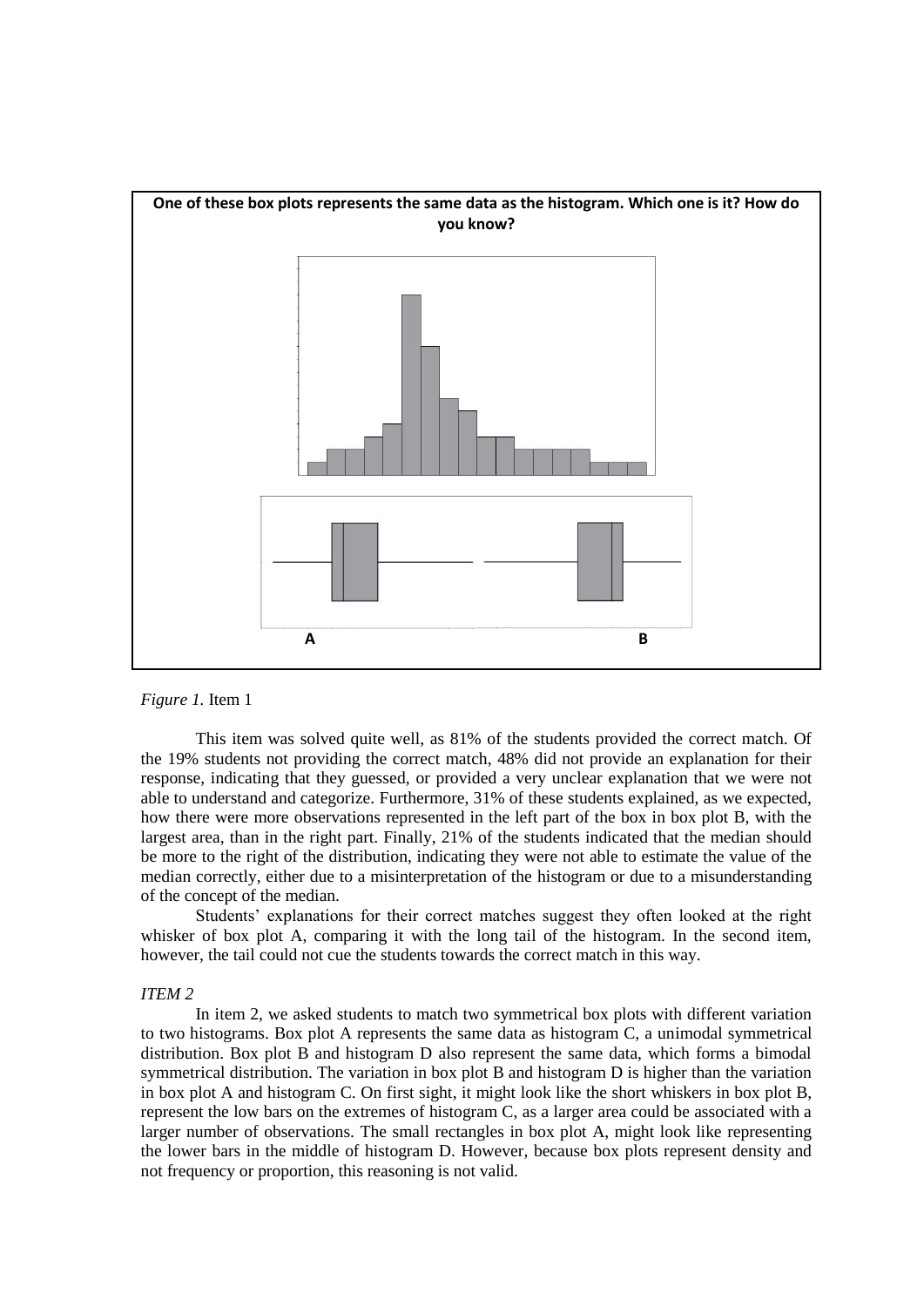**One of these box plots represents the same data as the histogram. Which one is it? How do you know?**

A B

*Figure 1.* Item 1

This item was solved quite well, as 81% of the students provided the correct match. Of the 19% students not providing the correct match, 48% did not provide an explanation for their response, indicating that they guessed, or provided a very unclear explanation that we were not able to understand and categorize. Furthermore, 31% of these students explained, as we expected, how there were more observations represented in the left part of the box in box plot B, with the largest area, than in the right part. Finally, 21% of the students indicated that the median should be more to the right of the distribution, indicating they were not able to estimate the value of the median correctly, either due to a misinterpretation of the histogram or due to a misunderstanding of the concept of the median.

Students' explanations for their correct matches suggest they often looked at the right whisker of box plot A, comparing it with the long tail of the histogram. In the second item, however, the tail could not cue the students towards the correct match in this way.

*ITEM 2*

In item 2, we asked students to match two symmetrical box plots with different variation to two histograms. Box plot A represents the same data as histogram C, a unimodal symmetrical distribution. Box plot B and histogram D also represent the same data, which forms a bimodal symmetrical distribution. The variation in box plot B and histogram D is higher than the variation in box plot A and histogram C. On first sight, it might look like the short whiskers in box plot B, represent the low bars on the extremes of histogram C, as a larger area could be associated with a larger number of observations. The small rectangles in box plot A, might look like representing the lower bars in the middle of histogram D. However, because box plots represent density and not frequency or proportion, this reasoning is not valid.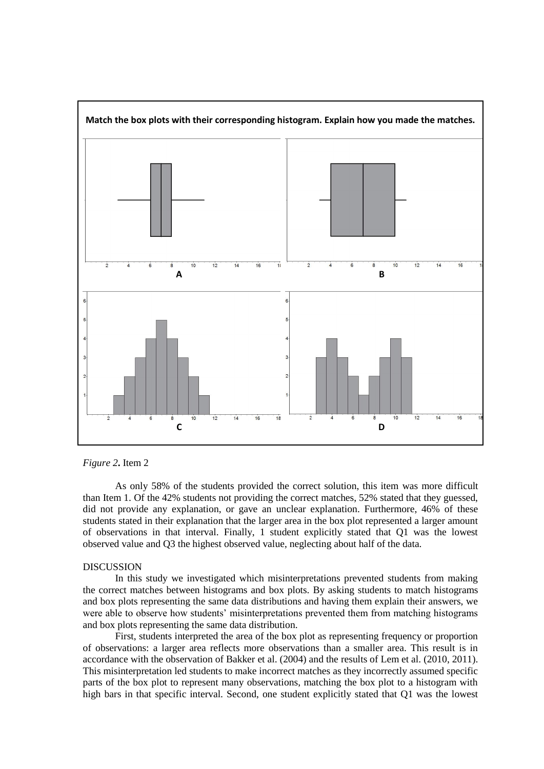**Match the box plots with their corresponding histogram. Explain how you made the matches.**

*Figure 2***.** Item 2

As only 58% of the students provided the correct solution, this item was more difficult than Item 1. Of the 42% students not providing the correct matches, 52% stated that they guessed, did not provide any explanation, or gave an unclear explanation. Furthermore, 46% of these students stated in their explanation that the larger area in the box plot represented a larger amount of observations in that interval. Finally, 1 student explicitly stated that Q1 was the lowest observed value and Q3 the highest observed value, neglecting about half of the data.

## DISCUSSION

In this study we investigated which misinterpretations prevented students from making the correct matches between histograms and box plots. By asking students to match histograms and box plots representing the same data distributions and having them explain their answers, we were able to observe how students' misinterpretations prevented them from matching histograms and box plots representing the same data distribution.

First, students interpreted the area of the box plot as representing frequency or proportion of observations: a larger area reflects more observations than a smaller area. This result is in accordance with the observation of Bakker et al. (2004) and the results of Lem et al. (2010, 2011). This misinterpretation led students to make incorrect matches as they incorrectly assumed specific parts of the box plot to represent many observations, matching the box plot to a histogram with high bars in that specific interval. Second, one student explicitly stated that Q1 was the lowest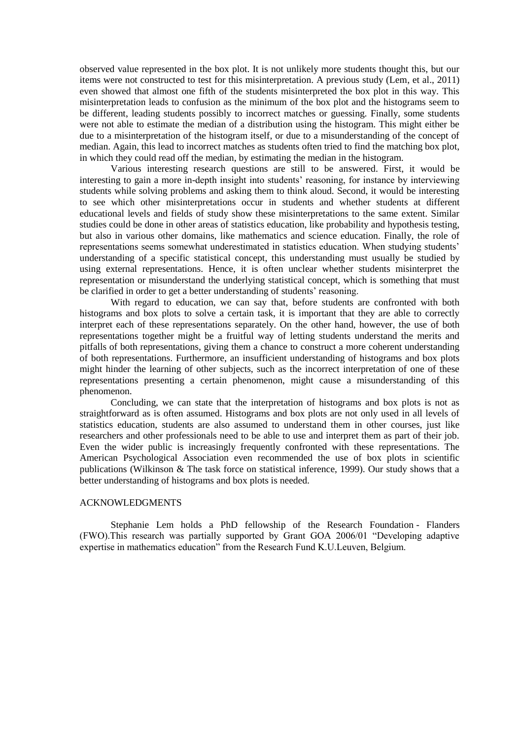observed value represented in the box plot. It is not unlikely more students thought this, but our items were not constructed to test for this misinterpretation. A previous study (Lem, et al., 2011) even showed that almost one fifth of the students misinterpreted the box plot in this way. This misinterpretation leads to confusion as the minimum of the box plot and the histograms seem to be different, leading students possibly to incorrect matches or guessing. Finally, some students were not able to estimate the median of a distribution using the histogram. This might either be due to a misinterpretation of the histogram itself, or due to a misunderstanding of the concept of median. Again, this lead to incorrect matches as students often tried to find the matching box plot, in which they could read off the median, by estimating the median in the histogram.

Various interesting research questions are still to be answered. First, it would be interesting to gain a more in-depth insight into students' reasoning, for instance by interviewing students while solving problems and asking them to think aloud. Second, it would be interesting to see which other misinterpretations occur in students and whether students at different educational levels and fields of study show these misinterpretations to the same extent. Similar studies could be done in other areas of statistics education, like probability and hypothesis testing, but also in various other domains, like mathematics and science education. Finally, the role of representations seems somewhat underestimated in statistics education. When studying students' understanding of a specific statistical concept, this understanding must usually be studied by using external representations. Hence, it is often unclear whether students misinterpret the representation or misunderstand the underlying statistical concept, which is something that must be clarified in order to get a better understanding of students' reasoning.

With regard to education, we can say that, before students are confronted with both histograms and box plots to solve a certain task, it is important that they are able to correctly interpret each of these representations separately. On the other hand, however, the use of both representations together might be a fruitful way of letting students understand the merits and pitfalls of both representations, giving them a chance to construct a more coherent understanding of both representations. Furthermore, an insufficient understanding of histograms and box plots might hinder the learning of other subjects, such as the incorrect interpretation of one of these representations presenting a certain phenomenon, might cause a misunderstanding of this phenomenon.

Concluding, we can state that the interpretation of histograms and box plots is not as straightforward as is often assumed. Histograms and box plots are not only used in all levels of statistics education, students are also assumed to understand them in other courses, just like researchers and other professionals need to be able to use and interpret them as part of their job. Even the wider public is increasingly frequently confronted with these representations. The American Psychological Association even recommended the use of box plots in scientific publications (Wilkinson & The task force on statistical inference, 1999). Our study shows that a better understanding of histograms and box plots is needed.

## ACKNOWLEDGMENTS

Stephanie Lem holds a PhD fellowship of the Research Foundation - Flanders (FWO).This research was partially supported by Grant GOA 2006/01 "Developing adaptive expertise in mathematics education" from the Research Fund K.U.Leuven, Belgium.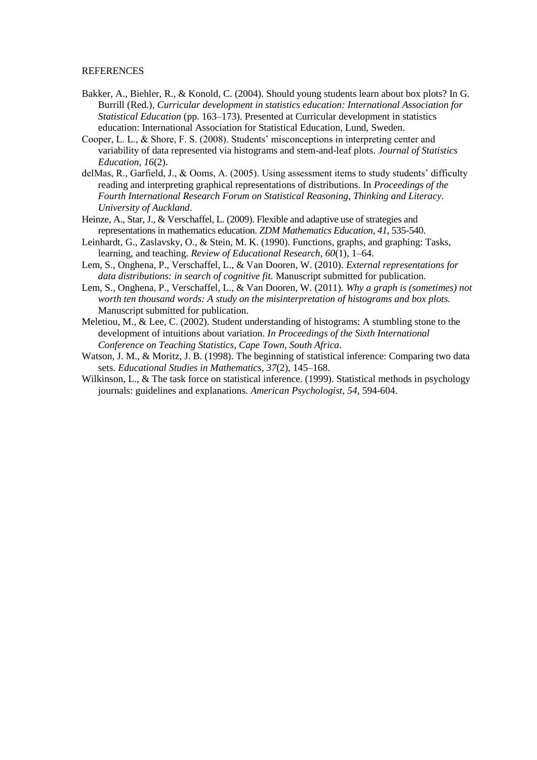REFERENCES

Bakker, A., Biehler, R., & Konold, C. (2004). Should young students learn about box plots? In G. Burrill (Red.), *Curricular development in statistics education: International Association for Statistical Education* (pp. 163–173). Presented at Curricular development in statistics education: International Association for Statistical Education, Lund, Sweden.

Cooper, L. L., & Shore, F. S. (2008). Students' misconceptions in interpreting center and variability of data represented via histograms and stem-and-leaf plots. *Journal of Statistics Education*, *16*(2).

delMas, R., Garfield, J., & Ooms, A. (2005). Using assessment items to study students' difficulty reading and interpreting graphical representations of distributions. In *Proceedings of the Fourth International Research Forum on Statistical Reasoning, Thinking and Literacy. University of Auckland*.

Heinze, A., Star, J., & Verschaffel, L. (2009). Flexible and adaptive use of strategies and representations in mathematics education. *ZDM Mathematics Education*, *41*, 535-540.

Leinhardt, G., Zaslavsky, O., & Stein, M. K. (1990). Functions, graphs, and graphing: Tasks, learning, and teaching. *Review of Educational Research*, *60*(1), 1–64.

Lem, S., Onghena, P., Verschaffel, L., & Van Dooren, W. (2010). *External representations for data distributions: in search of cognitive fit.* Manuscript submitted for publication.

Lem, S., Onghena, P., Verschaffel, L., & Van Dooren, W. (2011). *Why a graph is (sometimes) not worth ten thousand words: A study on the misinterpretation of histograms and box plots.* Manuscript submitted for publication.

Meletiou, M., & Lee, C. (2002). Student understanding of histograms: A stumbling stone to the development of intuitions about variation. *In Proceedings of the Sixth International Conference on Teaching Statistics, Cape Town, South Africa*.

Watson, J. M., & Moritz, J. B. (1998). The beginning of statistical inference: Comparing two data sets. *Educational Studies in Mathematics*, *37*(2), 145–168.

Wilkinson, L., & The task force on statistical inference. (1999). Statistical methods in psychology journals: guidelines and explanations. *American Psychologist*, *54*, 594-604.